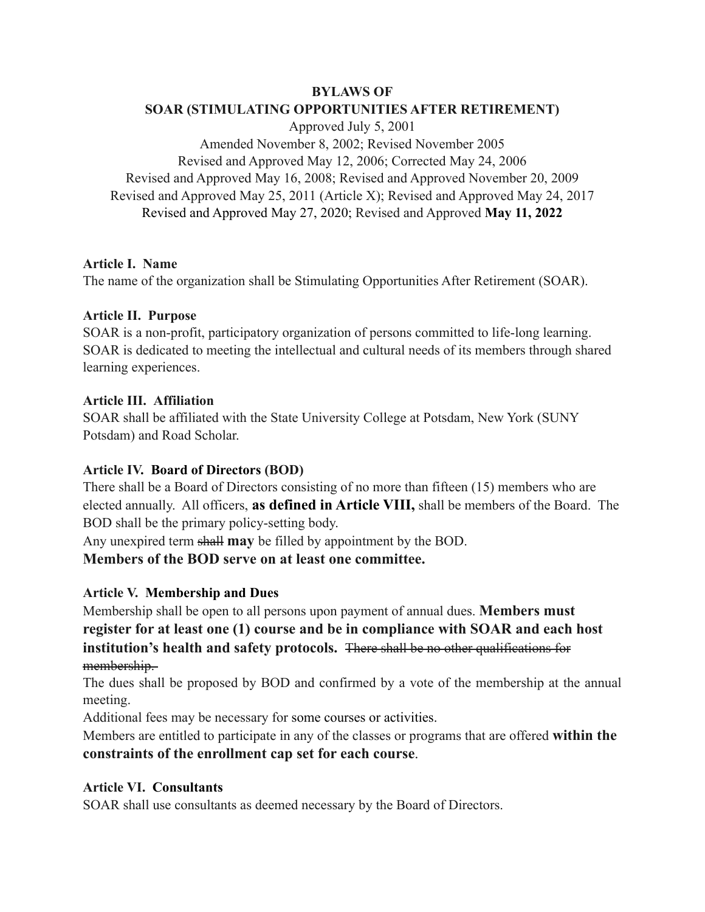**BYLAWS OF**
**SOAR (STIMULATING OPPORTUNITIES AFTER RETIREMENT)**

Approved July 5, 2001
Amended November 8, 2002; Revised November 2005
Revised and Approved May 12, 2006; Corrected May 24, 2006
Revised and Approved May 16, 2008; Revised and Approved November 20, 2009
Revised and Approved May 25, 2011 (Article X); Revised and Approved May 24, 2017
Revised and Approved May 27, 2020; Revised and Approved **May 11, 2022**

**Article I. Name**

The name of the organization shall be Stimulating Opportunities After Retirement (SOAR).

**Article II. Purpose**

SOAR is a non-profit, participatory organization of persons committed to life-long learning. SOAR is dedicated to meeting the intellectual and cultural needs of its members through shared learning experiences.

**Article III. Affiliation**

SOAR shall be affiliated with the State University College at Potsdam, New York (SUNY Potsdam) and Road Scholar.

**Article IV. Board of Directors (BOD)**

There shall be a Board of Directors consisting of no more than fifteen (15) members who are elected annually. All officers, **as defined in Article VIII,** shall be members of the Board. The BOD shall be the primary policy-setting body.

Any unexpired term ~~shall~~ **may** be filled by appointment by the BOD.

**Members of the BOD serve on at least one committee.**

**Article V. Membership and Dues**

Membership shall be open to all persons upon payment of annual dues. **Members must register for at least one (1) course and be in compliance with SOAR and each host institution's health and safety protocols.** ~~There shall be no other qualifications for membership.~~

The dues shall be proposed by BOD and confirmed by a vote of the membership at the annual meeting.

Additional fees may be necessary for some courses or activities.

Members are entitled to participate in any of the classes or programs that are offered **within the constraints of the enrollment cap set for each course**.

**Article VI. Consultants**

SOAR shall use consultants as deemed necessary by the Board of Directors.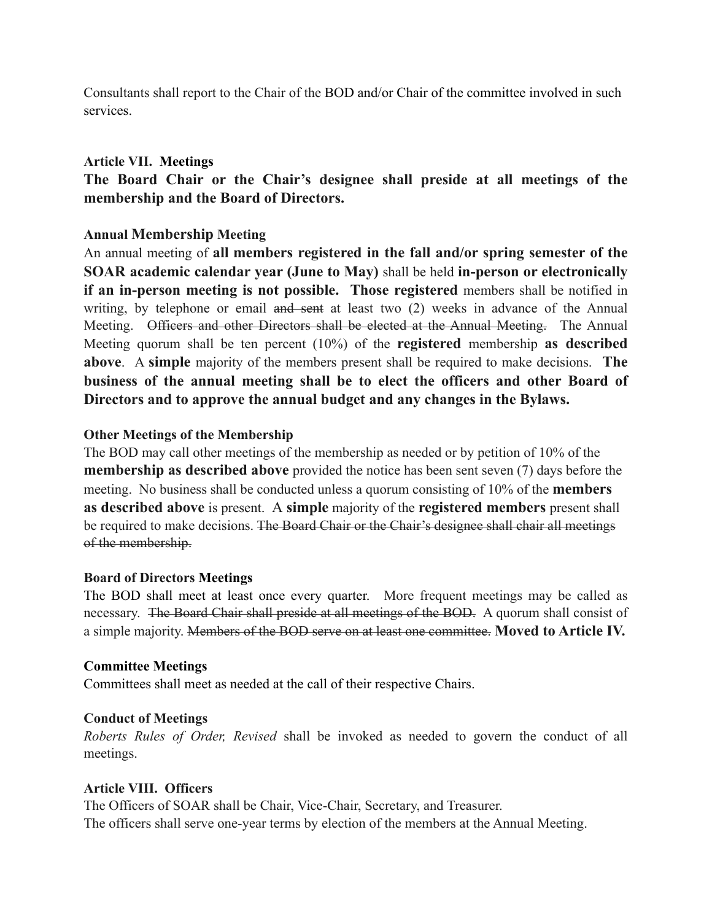Consultants shall report to the Chair of the BOD and/or Chair of the committee involved in such services.

### Article VII. Meetings

**The Board Chair or the Chair's designee shall preside at all meetings of the membership and the Board of Directors.**

#### Annual Membership Meeting

An annual meeting of **all members registered in the fall and/or spring semester of the SOAR academic calendar year (June to May)** shall be held **in-person or electronically if an in-person meeting is not possible. Those registered** members shall be notified in writing, by telephone or email ~~and sent~~ at least two (2) weeks in advance of the Annual Meeting. ~~Officers and other Directors shall be elected at the Annual Meeting.~~ The Annual Meeting quorum shall be ten percent (10%) of the **registered** membership **as described above**. A **simple** majority of the members present shall be required to make decisions. **The business of the annual meeting shall be to elect the officers and other Board of Directors and to approve the annual budget and any changes in the Bylaws.**

#### Other Meetings of the Membership

The BOD may call other meetings of the membership as needed or by petition of 10% of the **membership as described above** provided the notice has been sent seven (7) days before the meeting. No business shall be conducted unless a quorum consisting of 10% of the **members as described above** is present. A **simple** majority of the **registered members** present shall be required to make decisions. ~~The Board Chair or the Chair's designee shall chair all meetings of the membership.~~

#### Board of Directors Meetings

The BOD shall meet at least once every quarter. More frequent meetings may be called as necessary. ~~The Board Chair shall preside at all meetings of the BOD.~~ A quorum shall consist of a simple majority. ~~Members of the BOD serve on at least one committee.~~ **Moved to Article IV.**

#### Committee Meetings

Committees shall meet as needed at the call of their respective Chairs.

#### Conduct of Meetings

*Roberts Rules of Order, Revised* shall be invoked as needed to govern the conduct of all meetings.

### Article VIII. Officers

The Officers of SOAR shall be Chair, Vice-Chair, Secretary, and Treasurer.
The officers shall serve one-year terms by election of the members at the Annual Meeting.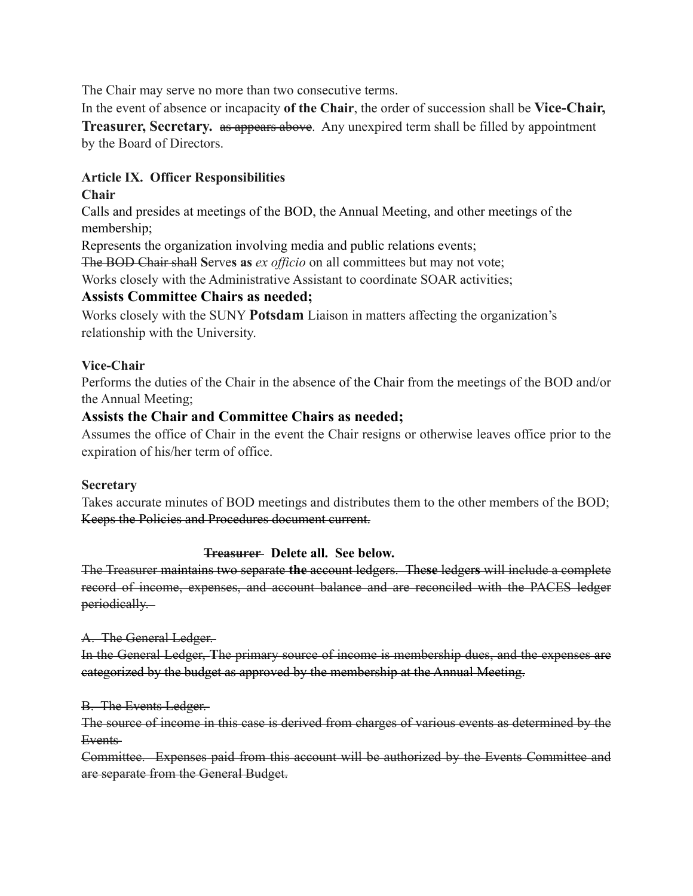The Chair may serve no more than two consecutive terms.

In the event of absence or incapacity **of the Chair**, the order of succession shall be **Vice-Chair, Treasurer, Secretary.** ~~as appears above~~. Any unexpired term shall be filled by appointment by the Board of Directors.

**Article IX. Officer Responsibilities**

**Chair**

Calls and presides at meetings of the BOD, the Annual Meeting, and other meetings of the membership;

Represents the organization involving media and public relations events;

~~The BOD Chair shall~~ **S**erve**s** **as** *ex officio* on all committees but may not vote;

Works closely with the Administrative Assistant to coordinate SOAR activities;

**Assists Committee Chairs as needed;**

Works closely with the SUNY **Potsdam** Liaison in matters affecting the organization's relationship with the University.

**Vice-Chair**

Performs the duties of the Chair in the absence of the Chair from the meetings of the BOD and/or the Annual Meeting;

**Assists the Chair and Committee Chairs as needed;**

Assumes the office of Chair in the event the Chair resigns or otherwise leaves office prior to the expiration of his/her term of office.

**Secretary**

Takes accurate minutes of BOD meetings and distributes them to the other members of the BOD;

~~Keeps the Policies and Procedures document current.~~

**~~Treasurer~~ Delete all. See below.**

~~The Treasurer maintains two separate~~ **~~the~~** ~~account ledgers. The~~**~~se~~** ~~ledger~~**~~s~~** ~~will include a complete record of income, expenses, and account balance and are reconciled with the PACES ledger periodically.~~

~~A. The General Ledger.~~

~~In the General Ledger,~~ **~~T~~**~~he primary source of income is membership dues, and the expenses are categorized by the budget as approved by the membership at the Annual Meeting.~~

~~B. The Events Ledger.~~

~~The source of income in this case is derived from charges of various events as determined by the Events~~

~~Committee. Expenses paid from this account will be authorized by the Events Committee and are separate from the General Budget.~~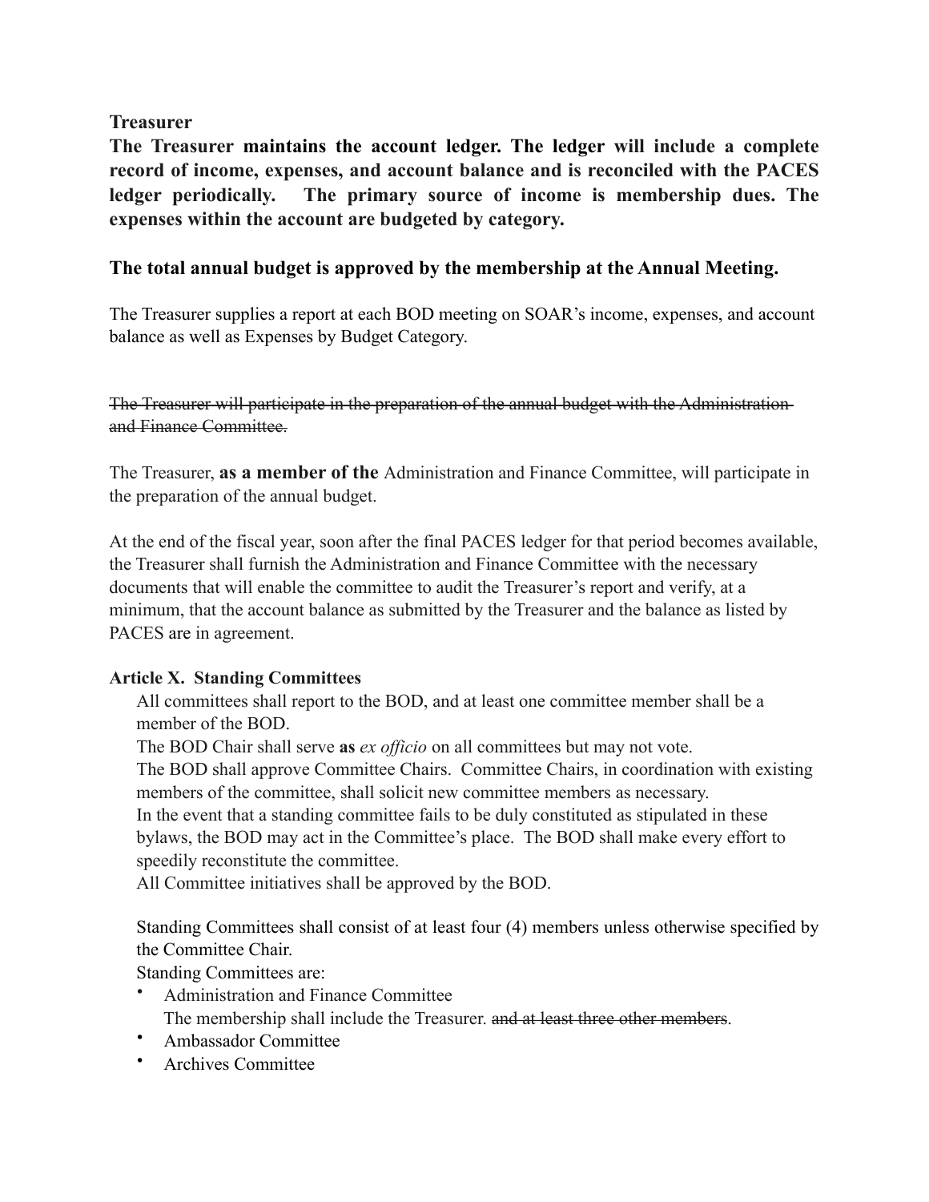**Treasurer**

**The Treasurer maintains the account ledger. The ledger will include a complete record of income, expenses, and account balance and is reconciled with the PACES ledger periodically. The primary source of income is membership dues. The expenses within the account are budgeted by category.**

**The total annual budget is approved by the membership at the Annual Meeting.**

The Treasurer supplies a report at each BOD meeting on SOAR's income, expenses, and account balance as well as Expenses by Budget Category.

~~The Treasurer will participate in the preparation of the annual budget with the Administration and Finance Committee.~~

The Treasurer, **as a member of the** Administration and Finance Committee, will participate in the preparation of the annual budget.

At the end of the fiscal year, soon after the final PACES ledger for that period becomes available, the Treasurer shall furnish the Administration and Finance Committee with the necessary documents that will enable the committee to audit the Treasurer's report and verify, at a minimum, that the account balance as submitted by the Treasurer and the balance as listed by PACES are in agreement.

**Article X. Standing Committees**

All committees shall report to the BOD, and at least one committee member shall be a member of the BOD.

The BOD Chair shall serve **as** *ex officio* on all committees but may not vote.

The BOD shall approve Committee Chairs. Committee Chairs, in coordination with existing members of the committee, shall solicit new committee members as necessary.

In the event that a standing committee fails to be duly constituted as stipulated in these bylaws, the BOD may act in the Committee's place. The BOD shall make every effort to speedily reconstitute the committee.

All Committee initiatives shall be approved by the BOD.

Standing Committees shall consist of at least four (4) members unless otherwise specified by the Committee Chair.

Standing Committees are:

- Administration and Finance Committee
  The membership shall include the Treasurer. ~~and at least three other members~~.
- Ambassador Committee
- Archives Committee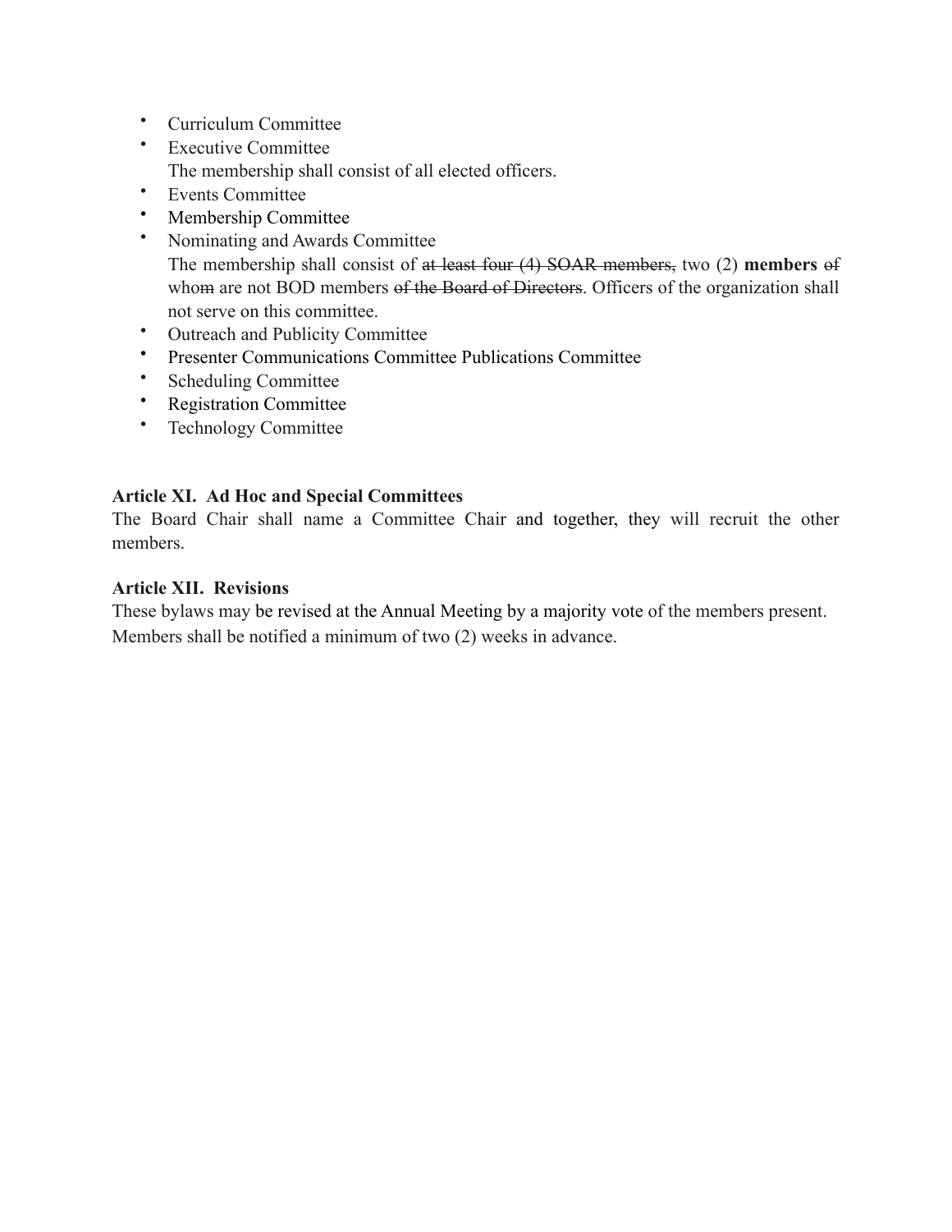- Curriculum Committee
- Executive Committee
  The membership shall consist of all elected officers.
- Events Committee
- Membership Committee
- Nominating and Awards Committee
  The membership shall consist of ~~at least four (4) SOAR members,~~ two (2) **members** ~~of~~ whom are not BOD members ~~of the Board of Directors~~. Officers of the organization shall not serve on this committee.
- Outreach and Publicity Committee
- Presenter Communications Committee Publications Committee
- Scheduling Committee
- Registration Committee
- Technology Committee

**Article XI. Ad Hoc and Special Committees**

The Board Chair shall name a Committee Chair and together, they will recruit the other members.

**Article XII. Revisions**

These bylaws may be revised at the Annual Meeting by a majority vote of the members present. Members shall be notified a minimum of two (2) weeks in advance.